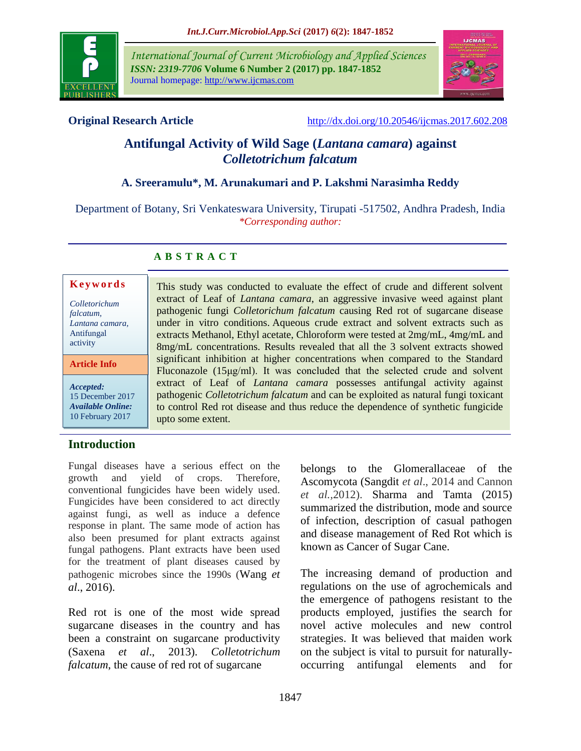**Original Research Article** http://dx.doi.org/10.20546/ijcmas.2017.602.208

# Antifungal Activity of Wild Sage (*Lantana camara*) against *Colletotrichum falcatum*

**A. Sreeramulu*, M. Arunakumari and P. Lakshmi Narasimha Reddy**

Department of Botany, Sri Venkateswara University, Tirupati -517502, Andhra Pradesh, India

**Corresponding author:*

## ABSTRACT

**Keywords**

*Colletorichum falcatum*, *Lantana camara*, Antifungal activity

**Article Info**

***Accepted:*** 15 December 2017
***Available Online:*** 10 February 2017

This study was conducted to evaluate the effect of crude and different solvent extract of Leaf of *Lantana camara*, an aggressive invasive weed against plant pathogenic fungi *Colletorichum falcatum* causing Red rot of sugarcane disease under in vitro conditions. Aqueous crude extract and solvent extracts such as extracts Methanol, Ethyl acetate, Chloroform were tested at 2mg/mL, 4mg/mL and 8mg/mL concentrations. Results revealed that all the 3 solvent extracts showed significant inhibition at higher concentrations when compared to the Standard Fluconazole (15μg/ml). It was concluded that the selected crude and solvent extract of Leaf of *Lantana camara* possesses antifungal activity against pathogenic *Colletotrichum falcatum* and can be exploited as natural fungi toxicant to control Red rot disease and thus reduce the dependence of synthetic fungicide upto some extent.

## Introduction

Fungal diseases have a serious effect on the growth and yield of crops. Therefore, conventional fungicides have been widely used. Fungicides have been considered to act directly against fungi, as well as induce a defence response in plant. The same mode of action has also been presumed for plant extracts against fungal pathogens. Plant extracts have been used for the treatment of plant diseases caused by pathogenic microbes since the 1990s (Wang *et al*., 2016).

Red rot is one of the most wide spread sugarcane diseases in the country and has been a constraint on sugarcane productivity (Saxena *et al*., 2013). *Colletotrichum falcatum*, the cause of red rot of sugarcane belongs to the Glomerallaceae of the Ascomycota (Sangdit *et al*., 2014 and Cannon *et al.*,2012). Sharma and Tamta (2015) summarized the distribution, mode and source of infection, description of casual pathogen and disease management of Red Rot which is known as Cancer of Sugar Cane.

The increasing demand of production and regulations on the use of agrochemicals and the emergence of pathogens resistant to the products employed, justifies the search for novel active molecules and new control strategies. It was believed that maiden work on the subject is vital to pursuit for naturally-occurring antifungal elements and for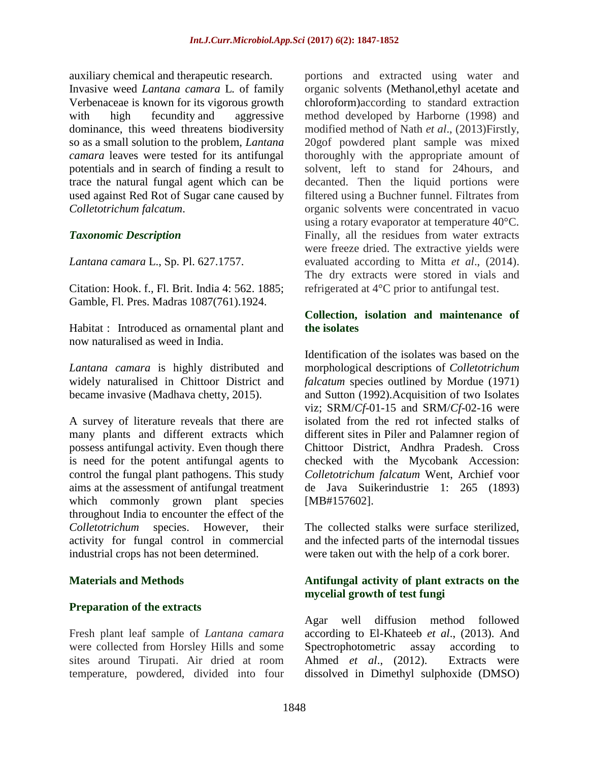auxiliary chemical and therapeutic research. Invasive weed *Lantana camara* L. of family Verbenaceae is known for its vigorous growth with high fecundity and aggressive dominance, this weed threatens biodiversity so as a small solution to the problem, *Lantana camara* leaves were tested for its antifungal potentials and in search of finding a result to trace the natural fungal agent which can be used against Red Rot of Sugar cane caused by *Colletotrichum falcatum*.

### *Taxonomic Description*

*Lantana camara* L., Sp. Pl. 627.1757.

Citation: Hook. f., Fl. Brit. India 4: 562. 1885; Gamble, Fl. Pres. Madras 1087(761).1924.

Habitat : Introduced as ornamental plant and now naturalised as weed in India.

*Lantana camara* is highly distributed and widely naturalised in Chittoor District and became invasive (Madhava chetty, 2015).

A survey of literature reveals that there are many plants and different extracts which possess antifungal activity. Even though there is need for the potent antifungal agents to control the fungal plant pathogens. This study aims at the assessment of antifungal treatment which commonly grown plant species throughout India to encounter the effect of the *Colletotrichum* species. However, their activity for fungal control in commercial industrial crops has not been determined.

## Materials and Methods

### Preparation of the extracts

Fresh plant leaf sample of *Lantana camara* were collected from Horsley Hills and some sites around Tirupati. Air dried at room temperature, powdered, divided into four portions and extracted using water and organic solvents (Methanol,ethyl acetate and chloroform)according to standard extraction method developed by Harborne (1998) and modified method of Nath *et al*., (2013)Firstly, 20gof powdered plant sample was mixed thoroughly with the appropriate amount of solvent, left to stand for 24hours, and decanted. Then the liquid portions were filtered using a Buchner funnel. Filtrates from organic solvents were concentrated in vacuo using a rotary evaporator at temperature 40°C. Finally, all the residues from water extracts were freeze dried. The extractive yields were evaluated according to Mitta *et al*., (2014). The dry extracts were stored in vials and refrigerated at 4°C prior to antifungal test.

### Collection, isolation and maintenance of the isolates

Identification of the isolates was based on the morphological descriptions of *Colletotrichum falcatum* species outlined by Mordue (1971) and Sutton (1992).Acquisition of two Isolates viz; SRM/*Cf*-01-15 and SRM/*Cf*-02-16 were isolated from the red rot infected stalks of different sites in Piler and Palamner region of Chittoor District, Andhra Pradesh. Cross checked with the Mycobank Accession: *Colletotrichum falcatum* Went, Archief voor de Java Suikerindustrie 1: 265 (1893) [MB#157602].

The collected stalks were surface sterilized, and the infected parts of the internodal tissues were taken out with the help of a cork borer.

### Antifungal activity of plant extracts on the mycelial growth of test fungi

Agar well diffusion method followed according to El-Khateeb *et al*., (2013). And Spectrophotometric assay according to Ahmed *et al*., (2012). Extracts were dissolved in Dimethyl sulphoxide (DMSO)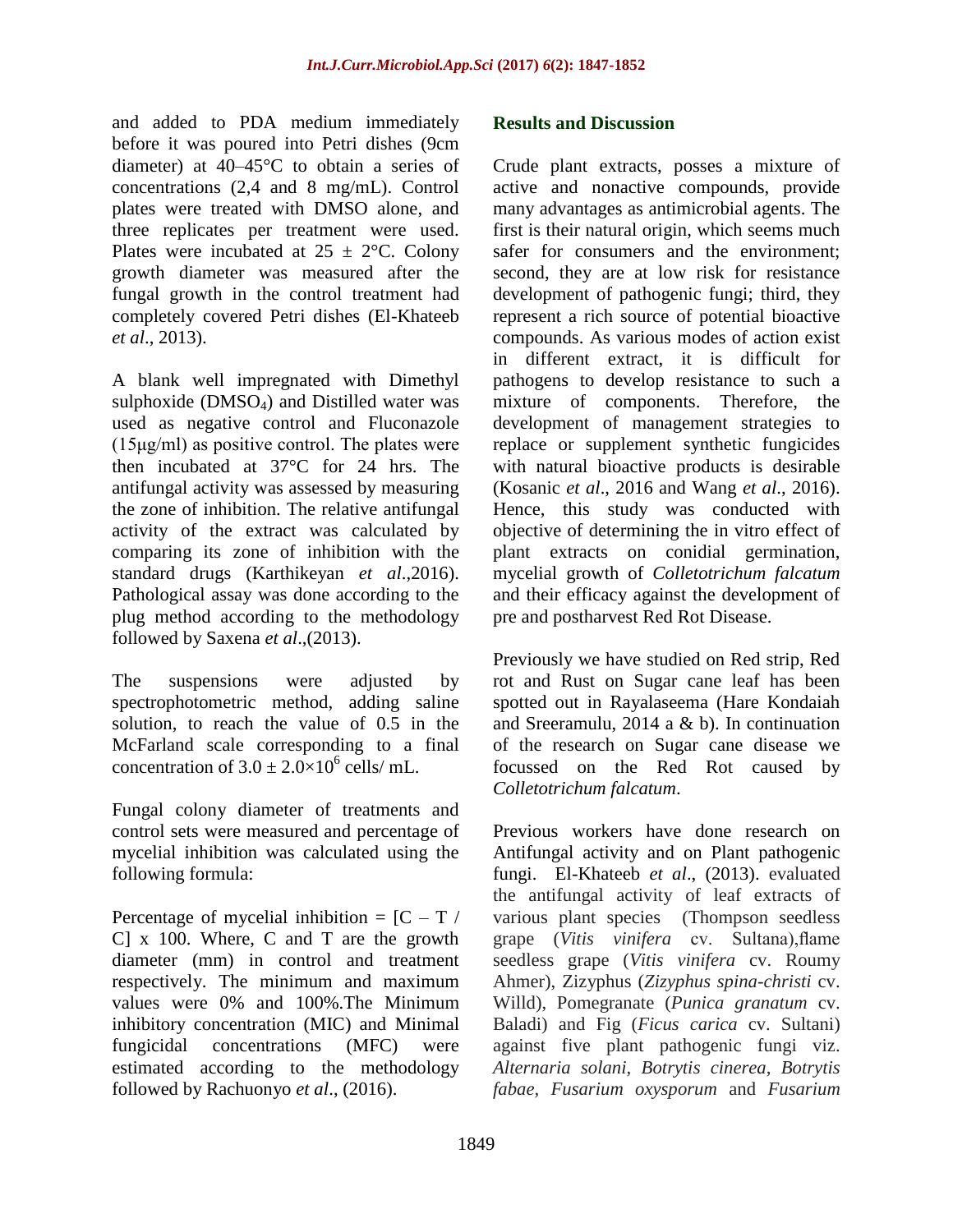and added to PDA medium immediately before it was poured into Petri dishes (9cm diameter) at 40–45°C to obtain a series of concentrations (2,4 and 8 mg/mL). Control plates were treated with DMSO alone, and three replicates per treatment were used. Plates were incubated at 25 ± 2°C. Colony growth diameter was measured after the fungal growth in the control treatment had completely covered Petri dishes (El-Khateeb *et al*., 2013).

A blank well impregnated with Dimethyl sulphoxide ($DMSO_4$) and Distilled water was used as negative control and Fluconazole (15µg/ml) as positive control. The plates were then incubated at 37°C for 24 hrs. The antifungal activity was assessed by measuring the zone of inhibition. The relative antifungal activity of the extract was calculated by comparing its zone of inhibition with the standard drugs (Karthikeyan *et al*.,2016). Pathological assay was done according to the plug method according to the methodology followed by Saxena *et al*.,(2013).

The suspensions were adjusted by spectrophotometric method, adding saline solution, to reach the value of 0.5 in the McFarland scale corresponding to a final concentration of $3.0 \pm 2.0 \times 10^6$ cells/ mL.

Fungal colony diameter of treatments and control sets were measured and percentage of mycelial inhibition was calculated using the following formula:

Percentage of mycelial inhibition = [C – T / C] x 100. Where, C and T are the growth diameter (mm) in control and treatment respectively. The minimum and maximum values were 0% and 100%.The Minimum inhibitory concentration (MIC) and Minimal fungicidal concentrations (MFC) were estimated according to the methodology followed by Rachuonyo *et al*., (2016).

## Results and Discussion

Crude plant extracts, posses a mixture of active and nonactive compounds, provide many advantages as antimicrobial agents. The first is their natural origin, which seems much safer for consumers and the environment; second, they are at low risk for resistance development of pathogenic fungi; third, they represent a rich source of potential bioactive compounds. As various modes of action exist in different extract, it is difficult for pathogens to develop resistance to such a mixture of components. Therefore, the development of management strategies to replace or supplement synthetic fungicides with natural bioactive products is desirable (Kosanic *et al*., 2016 and Wang *et al*., 2016). Hence, this study was conducted with objective of determining the in vitro effect of plant extracts on conidial germination, mycelial growth of *Colletotrichum falcatum* and their efficacy against the development of pre and postharvest Red Rot Disease.

Previously we have studied on Red strip, Red rot and Rust on Sugar cane leaf has been spotted out in Rayalaseema (Hare Kondaiah and Sreeramulu, 2014 a & b). In continuation of the research on Sugar cane disease we focussed on the Red Rot caused by *Colletotrichum falcatum*.

Previous workers have done research on Antifungal activity and on Plant pathogenic fungi. El-Khateeb *et al*., (2013). evaluated the antifungal activity of leaf extracts of various plant species (Thompson seedless grape (*Vitis vinifera* cv. Sultana),flame seedless grape (*Vitis vinifera* cv. Roumy Ahmer), Zizyphus (*Zizyphus spina-christi* cv. Willd), Pomegranate (*Punica granatum* cv. Baladi) and Fig (*Ficus carica* cv. Sultani) against five plant pathogenic fungi viz. *Alternaria solani, Botrytis cinerea, Botrytis fabae, Fusarium oxysporum* and *Fusarium*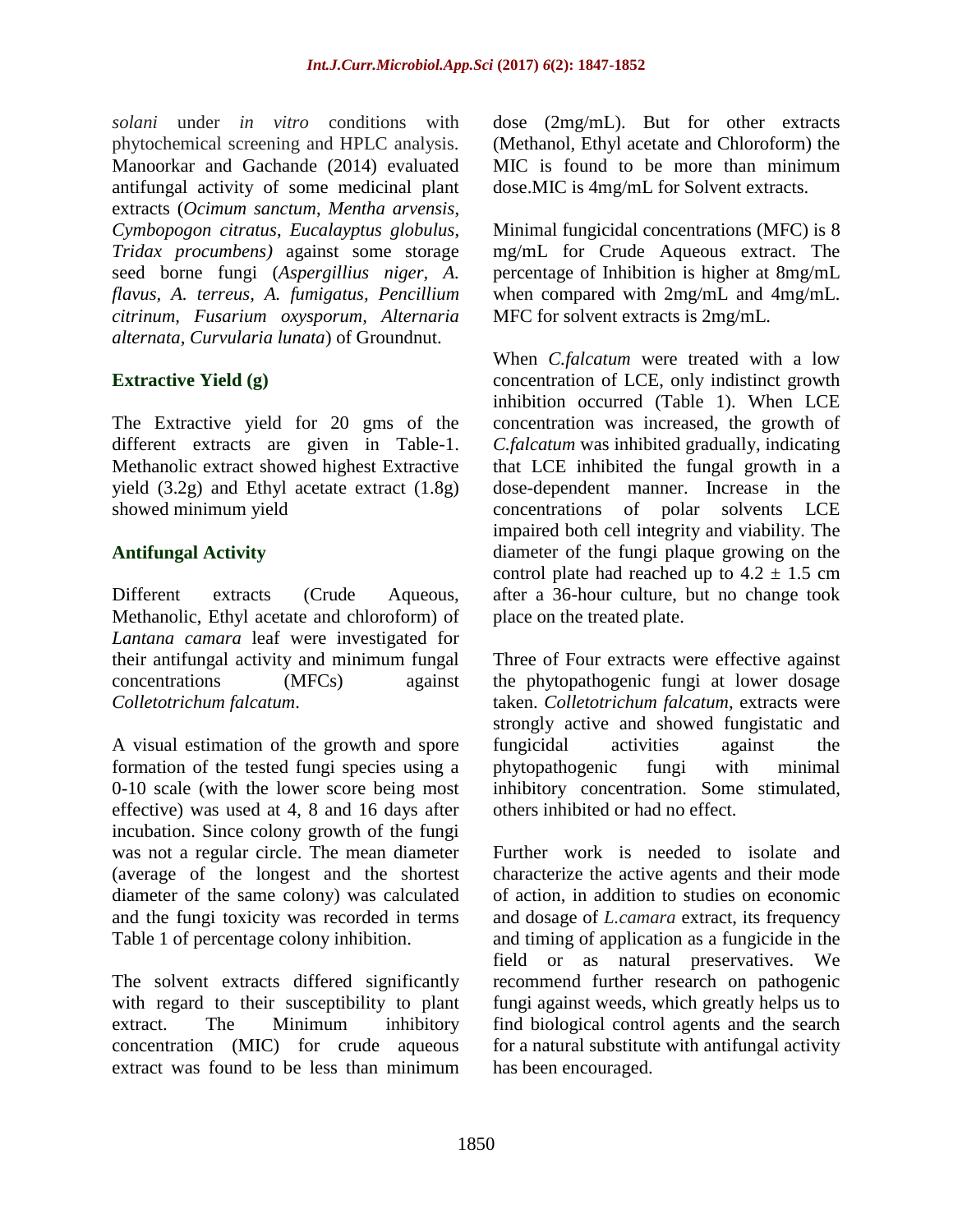*solani* under *in vitro* conditions with phytochemical screening and HPLC analysis. Manoorkar and Gachande (2014) evaluated antifungal activity of some medicinal plant extracts (*Ocimum sanctum*, *Mentha arvensis*, *Cymbopogon citratus*, *Eucalayptus globulus*, *Tridax procumbens)* against some storage seed borne fungi (*Aspergillius niger*, *A. flavus*, *A. terreus*, *A. fumigatus*, *Pencillium citrinum*, *Fusarium oxysporum*, *Alternaria alternata*, *Curvularia lunata*) of Groundnut.

### Extractive Yield (g)

The Extractive yield for 20 gms of the different extracts are given in Table-1. Methanolic extract showed highest Extractive yield (3.2g) and Ethyl acetate extract (1.8g) showed minimum yield

### Antifungal Activity

Different extracts (Crude Aqueous, Methanolic, Ethyl acetate and chloroform) of *Lantana camara* leaf were investigated for their antifungal activity and minimum fungal concentrations (MFCs) against *Colletotrichum falcatum*.

A visual estimation of the growth and spore formation of the tested fungi species using a 0-10 scale (with the lower score being most effective) was used at 4, 8 and 16 days after incubation. Since colony growth of the fungi was not a regular circle. The mean diameter (average of the longest and the shortest diameter of the same colony) was calculated and the fungi toxicity was recorded in terms Table 1 of percentage colony inhibition.

The solvent extracts differed significantly with regard to their susceptibility to plant extract. The Minimum inhibitory concentration (MIC) for crude aqueous extract was found to be less than minimum dose (2mg/mL). But for other extracts (Methanol, Ethyl acetate and Chloroform) the MIC is found to be more than minimum dose.MIC is 4mg/mL for Solvent extracts.

Minimal fungicidal concentrations (MFC) is 8 mg/mL for Crude Aqueous extract. The percentage of Inhibition is higher at 8mg/mL when compared with 2mg/mL and 4mg/mL. MFC for solvent extracts is 2mg/mL.

When *C.falcatum* were treated with a low concentration of LCE, only indistinct growth inhibition occurred (Table 1). When LCE concentration was increased, the growth of *C.falcatum* was inhibited gradually, indicating that LCE inhibited the fungal growth in a dose-dependent manner. Increase in the concentrations of polar solvents LCE impaired both cell integrity and viability. The diameter of the fungi plaque growing on the control plate had reached up to $4.2 \pm 1.5$ cm after a 36-hour culture, but no change took place on the treated plate.

Three of Four extracts were effective against the phytopathogenic fungi at lower dosage taken. *Colletotrichum falcatum,* extracts were strongly active and showed fungistatic and fungicidal activities against the phytopathogenic fungi with minimal inhibitory concentration. Some stimulated, others inhibited or had no effect.

Further work is needed to isolate and characterize the active agents and their mode of action, in addition to studies on economic and dosage of *L.camara* extract, its frequency and timing of application as a fungicide in the field or as natural preservatives. We recommend further research on pathogenic fungi against weeds, which greatly helps us to find biological control agents and the search for a natural substitute with antifungal activity has been encouraged.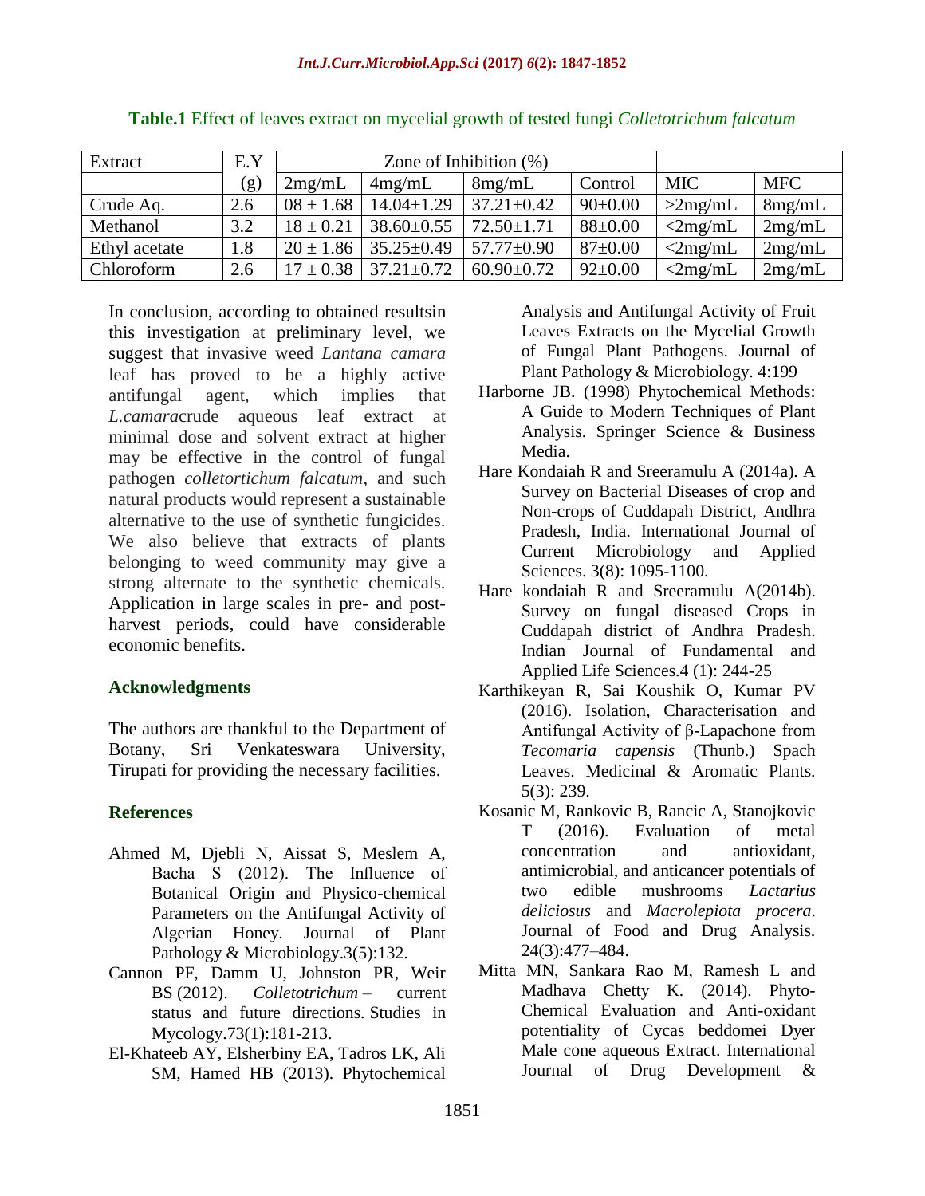**Table.1** Effect of leaves extract on mycelial growth of tested fungi *Colletotrichum falcatum*

| Extract | E.Y | Zone of Inhibition (%) | | | | | |
|---|---|---|---|---|---|---|---|
| | (g) | 2mg/mL | 4mg/mL | 8mg/mL | Control | MIC | MFC |
| Crude Aq. | 2.6 | 08 ± 1.68 | 14.04±1.29 | 37.21±0.42 | 90±0.00 | >2mg/mL | 8mg/mL |
| Methanol | 3.2 | 18 ± 0.21 | 38.60±0.55 | 72.50±1.71 | 88±0.00 | <2mg/mL | 2mg/mL |
| Ethyl acetate | 1.8 | 20 ± 1.86 | 35.25±0.49 | 57.77±0.90 | 87±0.00 | <2mg/mL | 2mg/mL |
| Chloroform | 2.6 | 17 ± 0.38 | 37.21±0.72 | 60.90±0.72 | 92±0.00 | <2mg/mL | 2mg/mL |

In conclusion, according to obtained resultsin this investigation at preliminary level, we suggest that invasive weed *Lantana camara* leaf has proved to be a highly active antifungal agent, which implies that *L.camara*crude aqueous leaf extract at minimal dose and solvent extract at higher may be effective in the control of fungal pathogen *colletortichum falcatum*, and such natural products would represent a sustainable alternative to the use of synthetic fungicides. We also believe that extracts of plants belonging to weed community may give a strong alternate to the synthetic chemicals. Application in large scales in pre- and post-harvest periods, could have considerable economic benefits.

## Acknowledgments

The authors are thankful to the Department of Botany, Sri Venkateswara University, Tirupati for providing the necessary facilities.

## References

Ahmed M, Djebli N, Aissat S, Meslem A, Bacha S (2012). The Influence of Botanical Origin and Physico-chemical Parameters on the Antifungal Activity of Algerian Honey. Journal of Plant Pathology & Microbiology.3(5):132.

Cannon PF, Damm U, Johnston PR, Weir BS (2012). *Colletotrichum* – current status and future directions. Studies in Mycology.73(1):181-213.

El-Khateeb AY, Elsherbiny EA, Tadros LK, Ali SM, Hamed HB (2013). Phytochemical Analysis and Antifungal Activity of Fruit Leaves Extracts on the Mycelial Growth of Fungal Plant Pathogens. Journal of Plant Pathology & Microbiology. 4:199

Harborne JB. (1998) Phytochemical Methods: A Guide to Modern Techniques of Plant Analysis. Springer Science & Business Media.

Hare Kondaiah R and Sreeramulu A (2014a). A Survey on Bacterial Diseases of crop and Non-crops of Cuddapah District, Andhra Pradesh, India. International Journal of Current Microbiology and Applied Sciences. 3(8): 1095-1100.

Hare kondaiah R and Sreeramulu A(2014b). Survey on fungal diseased Crops in Cuddapah district of Andhra Pradesh. Indian Journal of Fundamental and Applied Life Sciences.4 (1): 244-25

Karthikeyan R, Sai Koushik O, Kumar PV (2016). Isolation, Characterisation and Antifungal Activity of β-Lapachone from *Tecomaria capensis* (Thunb.) Spach Leaves. Medicinal & Aromatic Plants. 5(3): 239.

Kosanic M, Rankovic B, Rancic A, Stanojkovic T (2016). Evaluation of metal concentration and antioxidant, antimicrobial, and anticancer potentials of two edible mushrooms *Lactarius deliciosus* and *Macrolepiota procera*. Journal of Food and Drug Analysis. 24(3):477–484.

Mitta MN, Sankara Rao M, Ramesh L and Madhava Chetty K. (2014). Phyto-Chemical Evaluation and Anti-oxidant potentiality of Cycas beddomei Dyer Male cone aqueous Extract. International Journal of Drug Development &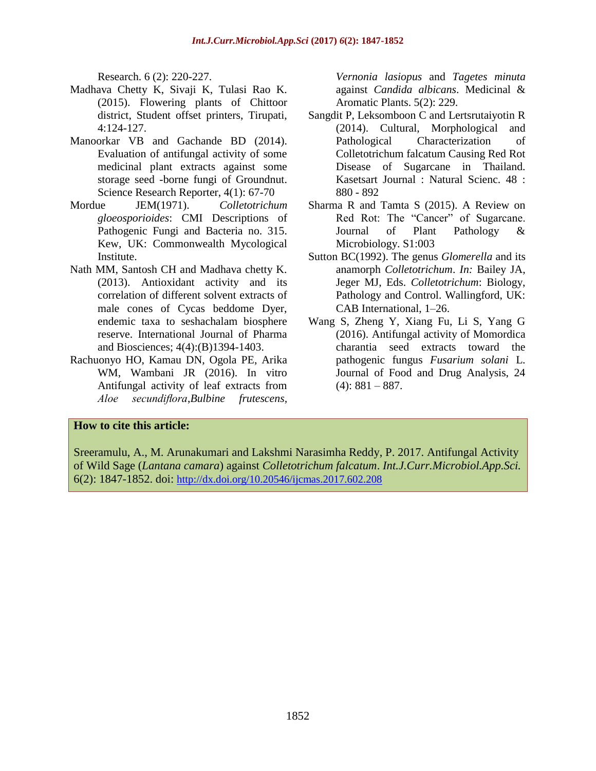Research. 6 (2): 220-227.

Madhava Chetty K, Sivaji K, Tulasi Rao K. (2015). Flowering plants of Chittoor district, Student offset printers, Tirupati, 4:124-127.

Manoorkar VB and Gachande BD (2014). Evaluation of antifungal activity of some medicinal plant extracts against some storage seed -borne fungi of Groundnut. Science Research Reporter, 4(1): 67-70

Mordue JEM(1971). *Colletotrichum gloeosporioides*: CMI Descriptions of Pathogenic Fungi and Bacteria no. 315. Kew, UK: Commonwealth Mycological Institute.

Nath MM, Santosh CH and Madhava chetty K. (2013). Antioxidant activity and its correlation of different solvent extracts of male cones of Cycas beddome Dyer, endemic taxa to seshachalam biosphere reserve. International Journal of Pharma and Biosciences; 4(4):(B)1394-1403.

Rachuonyo HO, Kamau DN, Ogola PE, Arika WM, Wambani JR (2016). In vitro Antifungal activity of leaf extracts from *Aloe secundiflora*,*Bulbine frutescens*, *Vernonia lasiopus* and *Tagetes minuta* against *Candida albicans*. Medicinal & Aromatic Plants. 5(2): 229.

Sangdit P, Leksomboon C and Lertsrutaiyotin R (2014). Cultural, Morphological and Pathological Characterization of Colletotrichum falcatum Causing Red Rot Disease of Sugarcane in Thailand. Kasetsart Journal : Natural Scienc. 48 : 880 - 892

Sharma R and Tamta S (2015). A Review on Red Rot: The "Cancer" of Sugarcane. Journal of Plant Pathology & Microbiology. S1:003

Sutton BC(1992). The genus *Glomerella* and its anamorph *Colletotrichum*. *In:* Bailey JA, Jeger MJ, Eds. *Colletotrichum*: Biology, Pathology and Control. Wallingford, UK: CAB International, 1–26.

Wang S, Zheng Y, Xiang Fu, Li S, Yang G (2016). Antifungal activity of Momordica charantia seed extracts toward the pathogenic fungus *Fusarium solani* L. Journal of Food and Drug Analysis, 24 (4): 881 – 887.

**How to cite this article:**

Sreeramulu, A., M. Arunakumari and Lakshmi Narasimha Reddy, P. 2017. Antifungal Activity of Wild Sage (*Lantana camara*) against *Colletotrichum falcatum*. *Int.J.Curr.Microbiol.App.Sci.* 6(2): 1847-1852. doi: http://dx.doi.org/10.20546/ijcmas.2017.602.208